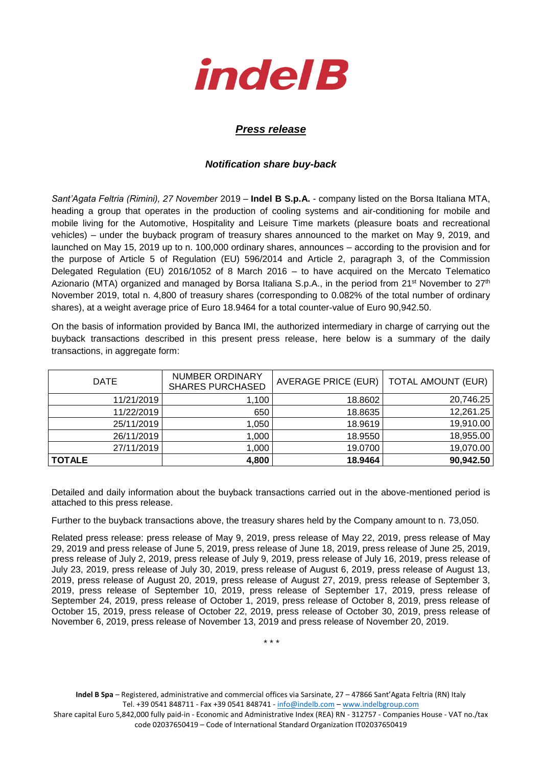indel B

## *Press release*

### *Notification share buy-back*

*Sant'Agata Feltria (Rimini), 27 November* 2019 – **Indel B S.p.A.** - company listed on the Borsa Italiana MTA, heading a group that operates in the production of cooling systems and air-conditioning for mobile and mobile living for the Automotive, Hospitality and Leisure Time markets (pleasure boats and recreational vehicles) – under the buyback program of treasury shares announced to the market on May 9, 2019, and launched on May 15, 2019 up to n. 100,000 ordinary shares, announces – according to the provision and for the purpose of Article 5 of Regulation (EU) 596/2014 and Article 2, paragraph 3, of the Commission Delegated Regulation (EU) 2016/1052 of 8 March 2016 – to have acquired on the Mercato Telematico Azionario (MTA) organized and managed by Borsa Italiana S.p.A., in the period from 21st November to 27th November 2019, total n. 4,800 of treasury shares (corresponding to 0.082% of the total number of ordinary shares), at a weight average price of Euro 18.9464 for a total counter-value of Euro 90,942.50.

On the basis of information provided by Banca IMI, the authorized intermediary in charge of carrying out the buyback transactions described in this present press release, here below is a summary of the daily transactions, in aggregate form:

| DATE | NUMBER ORDINARY SHARES PURCHASED | AVERAGE PRICE (EUR) | TOTAL AMOUNT (EUR) |
|---|---|---|---|
| 11/21/2019 | 1,100 | 18.8602 | 20,746.25 |
| 11/22/2019 | 650 | 18.8635 | 12,261.25 |
| 25/11/2019 | 1,050 | 18.9619 | 19,910.00 |
| 26/11/2019 | 1,000 | 18.9550 | 18,955.00 |
| 27/11/2019 | 1,000 | 19.0700 | 19,070.00 |
| **TOTALE** | **4,800** | **18.9464** | **90,942.50** |

Detailed and daily information about the buyback transactions carried out in the above-mentioned period is attached to this press release.

Further to the buyback transactions above, the treasury shares held by the Company amount to n. 73,050.

Related press release: press release of May 9, 2019, press release of May 22, 2019, press release of May 29, 2019 and press release of June 5, 2019, press release of June 18, 2019, press release of June 25, 2019, press release of July 2, 2019, press release of July 9, 2019, press release of July 16, 2019, press release of July 23, 2019, press release of July 30, 2019, press release of August 6, 2019, press release of August 13, 2019, press release of August 20, 2019, press release of August 27, 2019, press release of September 3, 2019, press release of September 10, 2019, press release of September 17, 2019, press release of September 24, 2019, press release of October 1, 2019, press release of October 8, 2019, press release of October 15, 2019, press release of October 22, 2019, press release of October 30, 2019, press release of November 6, 2019, press release of November 13, 2019 and press release of November 20, 2019.

\* \* \*

**Indel B Spa** – Registered, administrative and commercial offices via Sarsinate, 27 – 47866 Sant'Agata Feltria (RN) Italy
Tel. +39 0541 848711 - Fax +39 0541 848741 - info@indelb.com – www.indelbgroup.com
Share capital Euro 5,842,000 fully paid-in - Economic and Administrative Index (REA) RN - 312757 - Companies House - VAT no./tax code 02037650419 – Code of International Standard Organization IT02037650419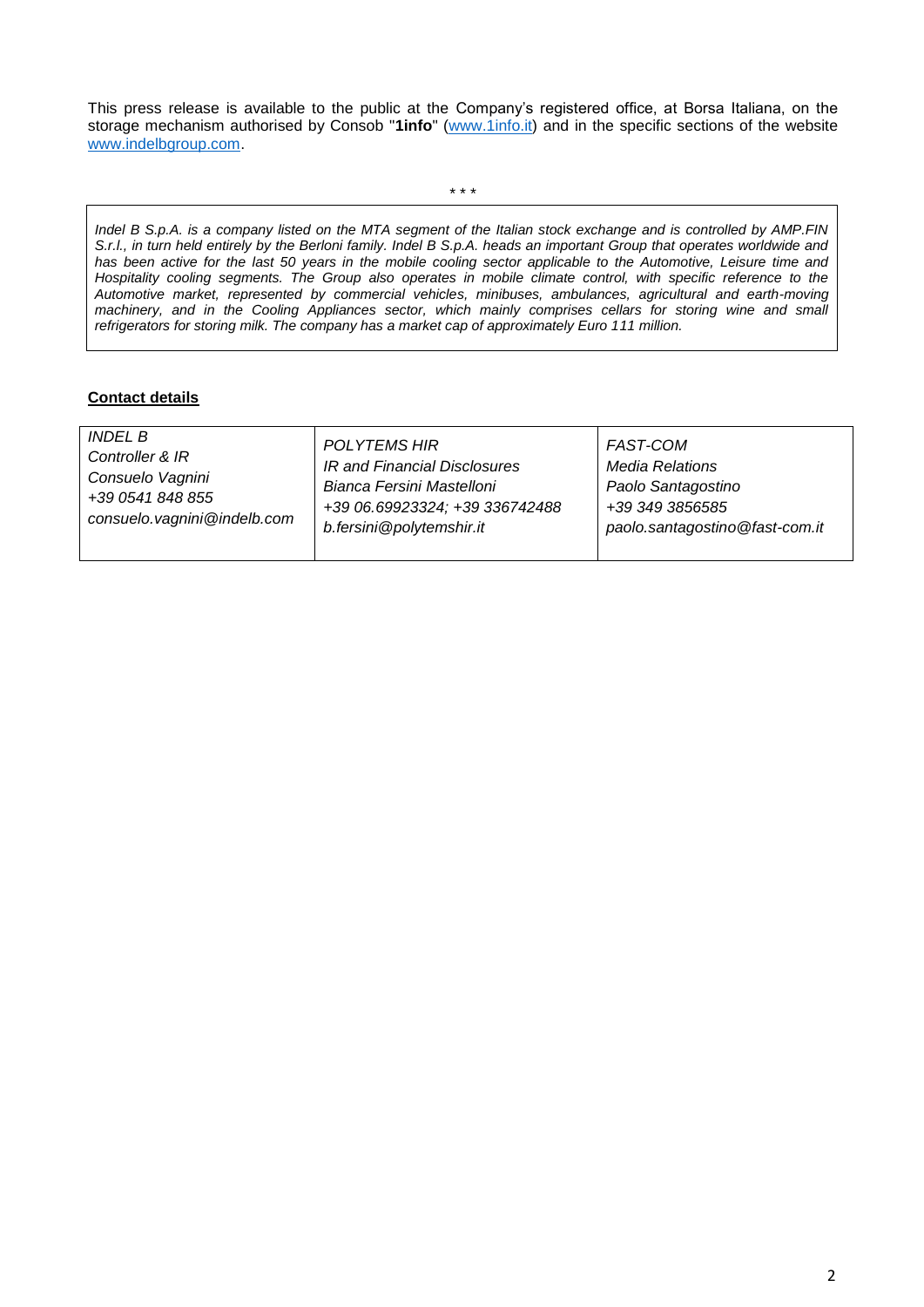This press release is available to the public at the Company's registered office, at Borsa Italiana, on the storage mechanism authorised by Consob "**1info**" (www.1info.it) and in the specific sections of the website www.indelbgroup.com.

\* \* \*

*Indel B S.p.A. is a company listed on the MTA segment of the Italian stock exchange and is controlled by AMP.FIN S.r.l., in turn held entirely by the Berloni family. Indel B S.p.A. heads an important Group that operates worldwide and has been active for the last 50 years in the mobile cooling sector applicable to the Automotive, Leisure time and Hospitality cooling segments. The Group also operates in mobile climate control, with specific reference to the Automotive market, represented by commercial vehicles, minibuses, ambulances, agricultural and earth-moving machinery, and in the Cooling Appliances sector, which mainly comprises cellars for storing wine and small refrigerators for storing milk. The company has a market cap of approximately Euro 111 million.*

**Contact details**

| *INDEL B* | *POLYTEMS HIR* | *FAST-COM* |
|---|---|---|
| *Controller & IR* | *IR and Financial Disclosures* | *Media Relations* |
| *Consuelo Vagnini* | *Bianca Fersini Mastelloni* | *Paolo Santagostino* |
| *+39 0541 848 855* | *+39 06.69923324; +39 336742488* | *+39 349 3856585* |
| *consuelo.vagnini@indelb.com* | *b.fersini@polytemshir.it* | *paolo.santagostino@fast-com.it* |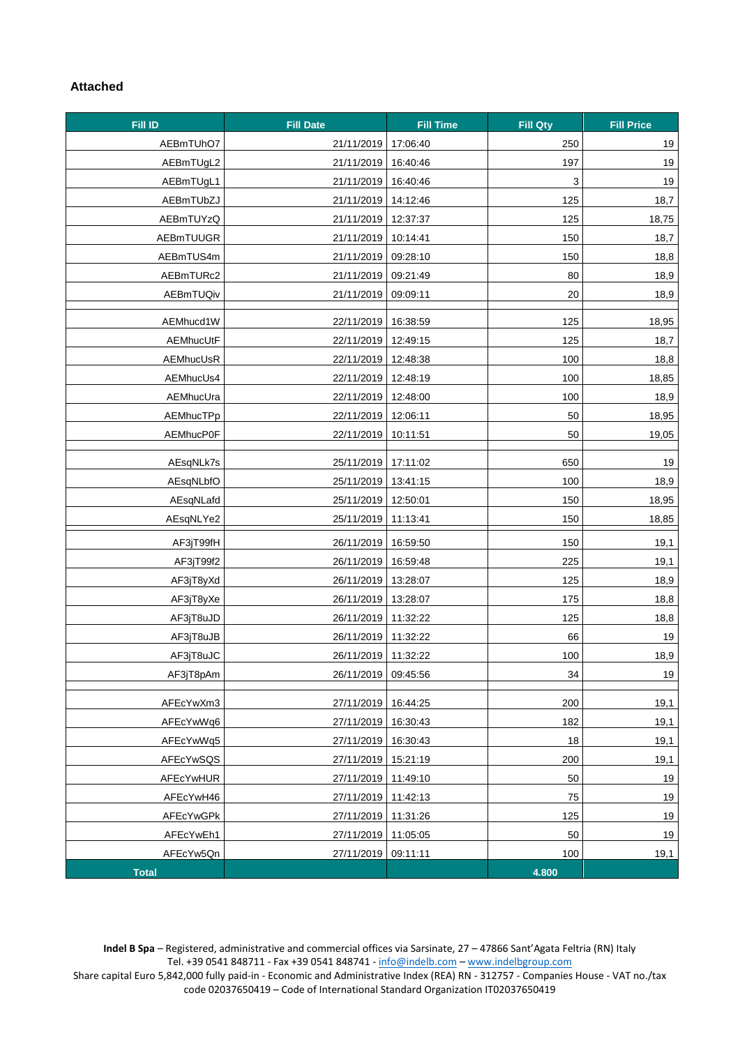**Attached**

| Fill ID | Fill Date | Fill Time | Fill Qty | Fill Price |
|---|---|---|---|---|
| AEBmTUhO7 | 21/11/2019 | 17:06:40 | 250 | 19 |
| AEBmTUgL2 | 21/11/2019 | 16:40:46 | 197 | 19 |
| AEBmTUgL1 | 21/11/2019 | 16:40:46 | 3 | 19 |
| AEBmTUbZJ | 21/11/2019 | 14:12:46 | 125 | 18,7 |
| AEBmTUYzQ | 21/11/2019 | 12:37:37 | 125 | 18,75 |
| AEBmTUUGR | 21/11/2019 | 10:14:41 | 150 | 18,7 |
| AEBmTUS4m | 21/11/2019 | 09:28:10 | 150 | 18,8 |
| AEBmTURc2 | 21/11/2019 | 09:21:49 | 80 | 18,9 |
| AEBmTUQiv | 21/11/2019 | 09:09:11 | 20 | 18,9 |
| | | | | |
| AEMhucd1W | 22/11/2019 | 16:38:59 | 125 | 18,95 |
| AEMhucUtF | 22/11/2019 | 12:49:15 | 125 | 18,7 |
| AEMhucUsR | 22/11/2019 | 12:48:38 | 100 | 18,8 |
| AEMhucUs4 | 22/11/2019 | 12:48:19 | 100 | 18,85 |
| AEMhucUra | 22/11/2019 | 12:48:00 | 100 | 18,9 |
| AEMhucTPp | 22/11/2019 | 12:06:11 | 50 | 18,95 |
| AEMhucP0F | 22/11/2019 | 10:11:51 | 50 | 19,05 |
| | | | | |
| AEsqNLk7s | 25/11/2019 | 17:11:02 | 650 | 19 |
| AEsqNLbfO | 25/11/2019 | 13:41:15 | 100 | 18,9 |
| AEsqNLafd | 25/11/2019 | 12:50:01 | 150 | 18,95 |
| AEsqNLYe2 | 25/11/2019 | 11:13:41 | 150 | 18,85 |
| | | | | |
| AF3jT99fH | 26/11/2019 | 16:59:50 | 150 | 19,1 |
| AF3jT99f2 | 26/11/2019 | 16:59:48 | 225 | 19,1 |
| AF3jT8yXd | 26/11/2019 | 13:28:07 | 125 | 18,9 |
| AF3jT8yXe | 26/11/2019 | 13:28:07 | 175 | 18,8 |
| AF3jT8uJD | 26/11/2019 | 11:32:22 | 125 | 18,8 |
| AF3jT8uJB | 26/11/2019 | 11:32:22 | 66 | 19 |
| AF3jT8uJC | 26/11/2019 | 11:32:22 | 100 | 18,9 |
| AF3jT8pAm | 26/11/2019 | 09:45:56 | 34 | 19 |
| | | | | |
| AFEcYwXm3 | 27/11/2019 | 16:44:25 | 200 | 19,1 |
| AFEcYwWq6 | 27/11/2019 | 16:30:43 | 182 | 19,1 |
| AFEcYwWq5 | 27/11/2019 | 16:30:43 | 18 | 19,1 |
| AFEcYwSQS | 27/11/2019 | 15:21:19 | 200 | 19,1 |
| AFEcYwHUR | 27/11/2019 | 11:49:10 | 50 | 19 |
| AFEcYwH46 | 27/11/2019 | 11:42:13 | 75 | 19 |
| AFEcYwGPk | 27/11/2019 | 11:31:26 | 125 | 19 |
| AFEcYwEh1 | 27/11/2019 | 11:05:05 | 50 | 19 |
| AFEcYw5Qn | 27/11/2019 | 09:11:11 | 100 | 19,1 |
| **Total** | | | **4.800** | |

**Indel B Spa** – Registered, administrative and commercial offices via Sarsinate, 27 – 47866 Sant'Agata Feltria (RN) Italy
Tel. +39 0541 848711 - Fax +39 0541 848741 - info@indelb.com – www.indelbgroup.com
Share capital Euro 5,842,000 fully paid-in - Economic and Administrative Index (REA) RN - 312757 - Companies House - VAT no./tax code 02037650419 – Code of International Standard Organization IT02037650419